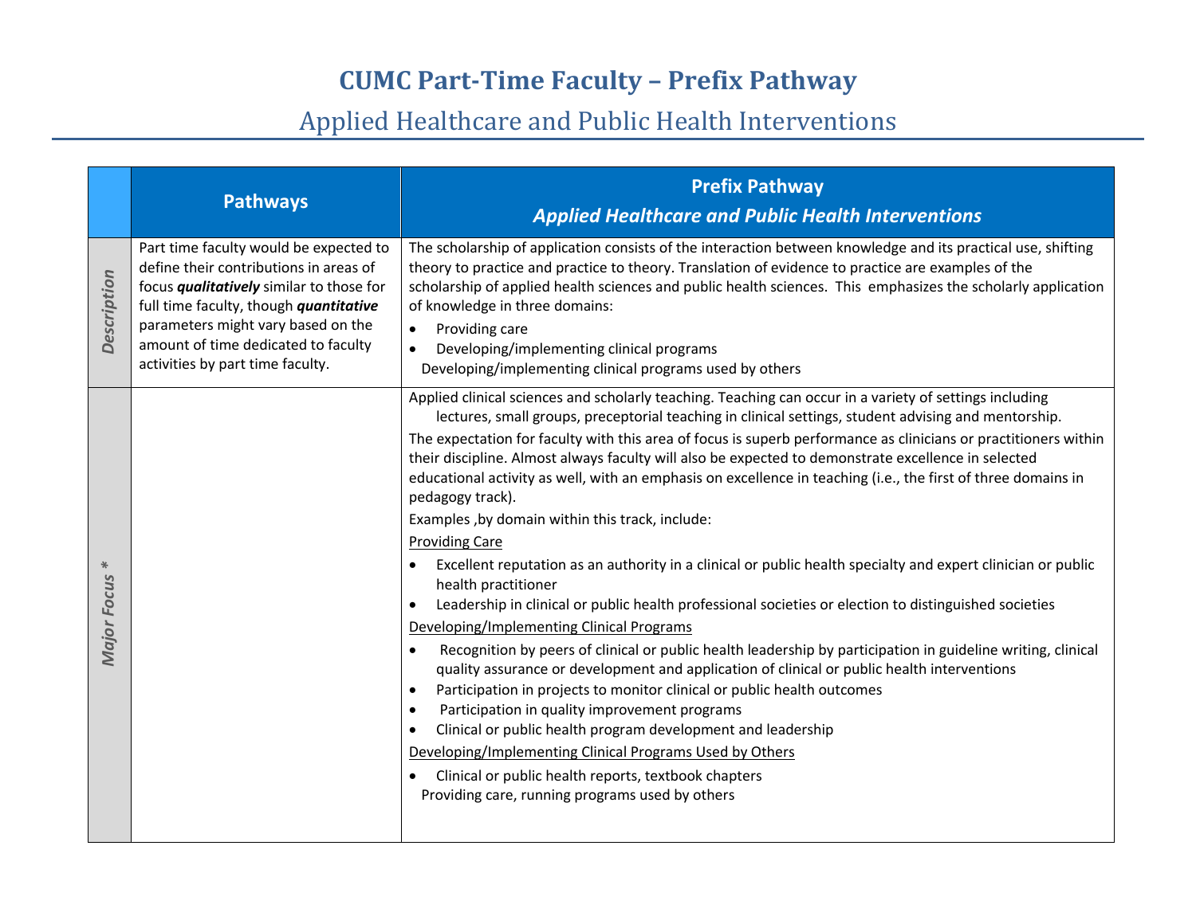# CUMC Part-Time Faculty – Prefix Pathway

## Applied Healthcare and Public Health Interventions

| | Pathways | Prefix Pathway<br>*Applied Healthcare and Public Health Interventions* |
|---|---|---|
| *Description* | Part time faculty would be expected to define their contributions in areas of focus ***qualitatively*** similar to those for full time faculty, though ***quantitative*** parameters might vary based on the amount of time dedicated to faculty activities by part time faculty. | The scholarship of application consists of the interaction between knowledge and its practical use, shifting theory to practice and practice to theory. Translation of evidence to practice are examples of the scholarship of applied health sciences and public health sciences. This emphasizes the scholarly application of knowledge in three domains:<br>• Providing care<br>• Developing/implementing clinical programs<br>Developing/implementing clinical programs used by others |
| *Major Focus* * | | Applied clinical sciences and scholarly teaching. Teaching can occur in a variety of settings including lectures, small groups, preceptorial teaching in clinical settings, student advising and mentorship.<br>The expectation for faculty with this area of focus is superb performance as clinicians or practitioners within their discipline. Almost always faculty will also be expected to demonstrate excellence in selected educational activity as well, with an emphasis on excellence in teaching (i.e., the first of three domains in pedagogy track).<br>Examples ,by domain within this track, include:<br><u>Providing Care</u><br>• Excellent reputation as an authority in a clinical or public health specialty and expert clinician or public health practitioner<br>• Leadership in clinical or public health professional societies or election to distinguished societies<br><u>Developing/Implementing Clinical Programs</u><br>• Recognition by peers of clinical or public health leadership by participation in guideline writing, clinical quality assurance or development and application of clinical or public health interventions<br>• Participation in projects to monitor clinical or public health outcomes<br>• Participation in quality improvement programs<br>• Clinical or public health program development and leadership<br><u>Developing/Implementing Clinical Programs Used by Others</u><br>• Clinical or public health reports, textbook chapters<br>Providing care, running programs used by others |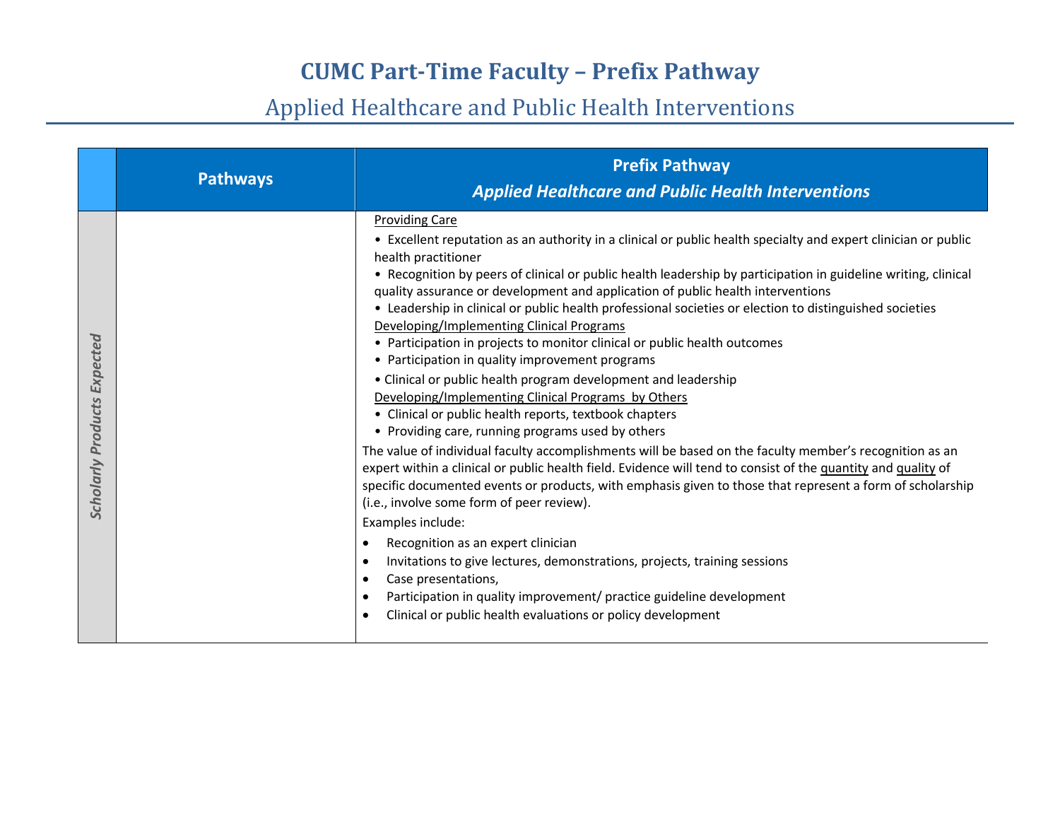# CUMC Part-Time Faculty – Prefix Pathway

## Applied Healthcare and Public Health Interventions

| | Pathways | Prefix Pathway<br>*Applied Healthcare and Public Health Interventions* |
|---|---|---|
| *Scholarly Products Expected* | | <u>Providing Care</u><br>• Excellent reputation as an authority in a clinical or public health specialty and expert clinician or public health practitioner<br>• Recognition by peers of clinical or public health leadership by participation in guideline writing, clinical quality assurance or development and application of public health interventions<br>• Leadership in clinical or public health professional societies or election to distinguished societies<br><u>Developing/Implementing Clinical Programs</u><br>• Participation in projects to monitor clinical or public health outcomes<br>• Participation in quality improvement programs<br>• Clinical or public health program development and leadership<br><u>Developing/Implementing Clinical Programs by Others</u><br>• Clinical or public health reports, textbook chapters<br>• Providing care, running programs used by others<br>The value of individual faculty accomplishments will be based on the faculty member's recognition as an expert within a clinical or public health field. Evidence will tend to consist of the <u>quantity</u> and <u>quality</u> of specific documented events or products, with emphasis given to those that represent a form of scholarship (i.e., involve some form of peer review).<br>Examples include:<br>• Recognition as an expert clinician<br>• Invitations to give lectures, demonstrations, projects, training sessions<br>• Case presentations,<br>• Participation in quality improvement/ practice guideline development<br>• Clinical or public health evaluations or policy development |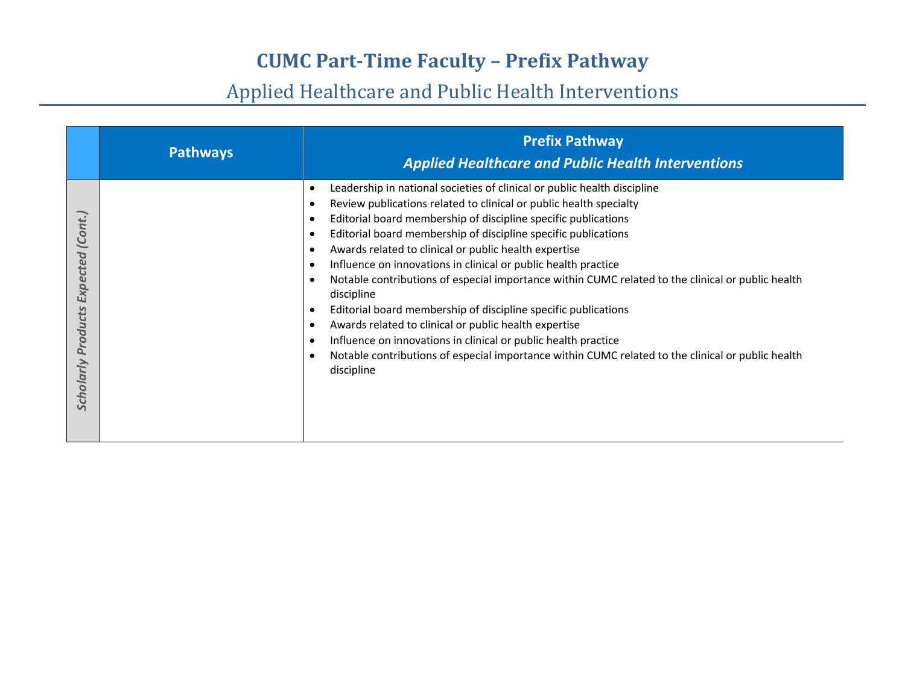# CUMC Part-Time Faculty – Prefix Pathway

## Applied Healthcare and Public Health Interventions

| | Pathways | Prefix Pathway *Applied Healthcare and Public Health Interventions* |
|---|---|---|
| *Scholarly Products Expected (Cont.)* | | • Leadership in national societies of clinical or public health discipline<br>• Review publications related to clinical or public health specialty<br>• Editorial board membership of discipline specific publications<br>• Editorial board membership of discipline specific publications<br>• Awards related to clinical or public health expertise<br>• Influence on innovations in clinical or public health practice<br>• Notable contributions of especial importance within CUMC related to the clinical or public health discipline<br>• Editorial board membership of discipline specific publications<br>• Awards related to clinical or public health expertise<br>• Influence on innovations in clinical or public health practice<br>• Notable contributions of especial importance within CUMC related to the clinical or public health discipline |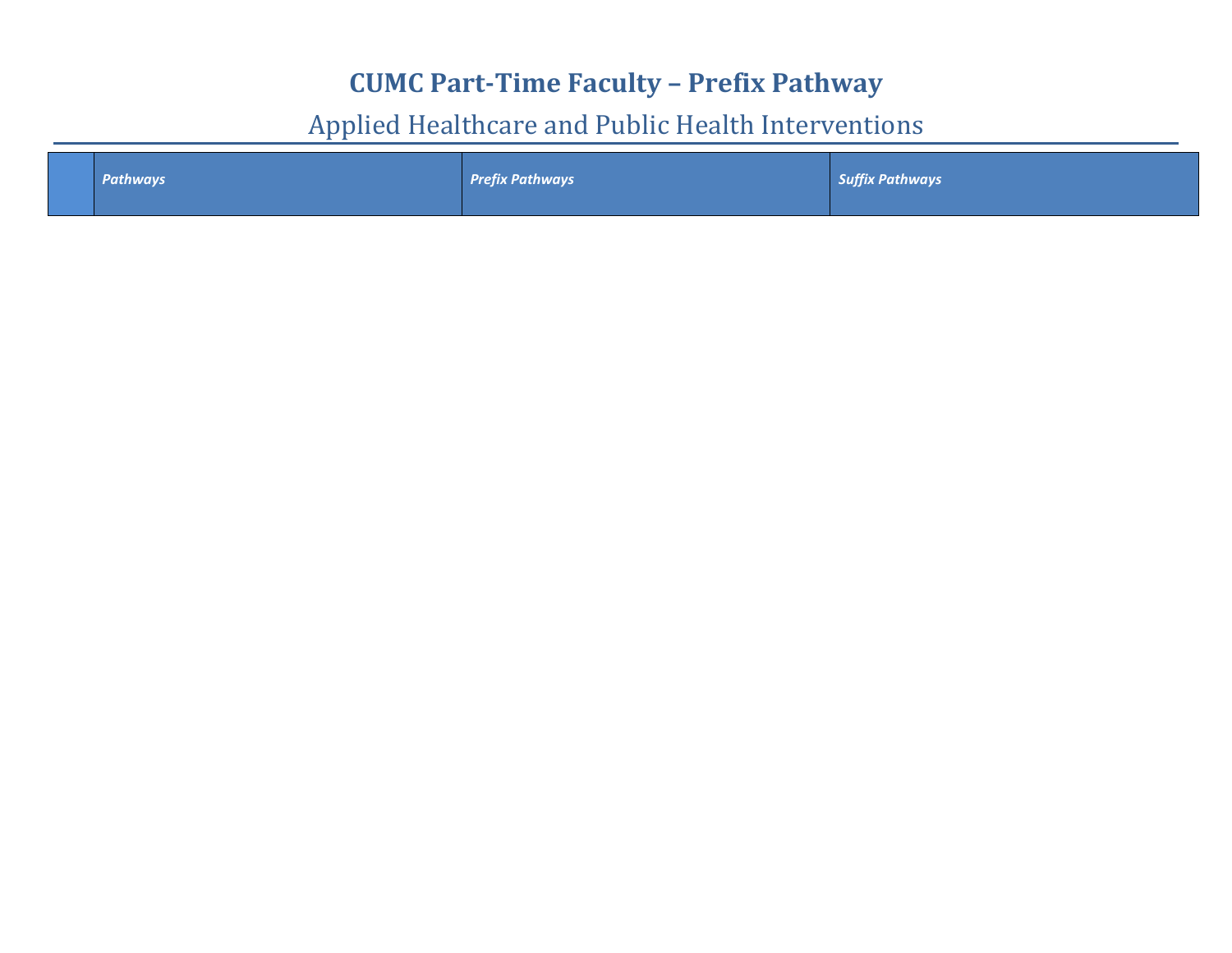# CUMC Part-Time Faculty – Prefix Pathway

## Applied Healthcare and Public Health Interventions

| | *Pathways* | *Prefix Pathways* | *Suffix Pathways* |
|---|---|---|---|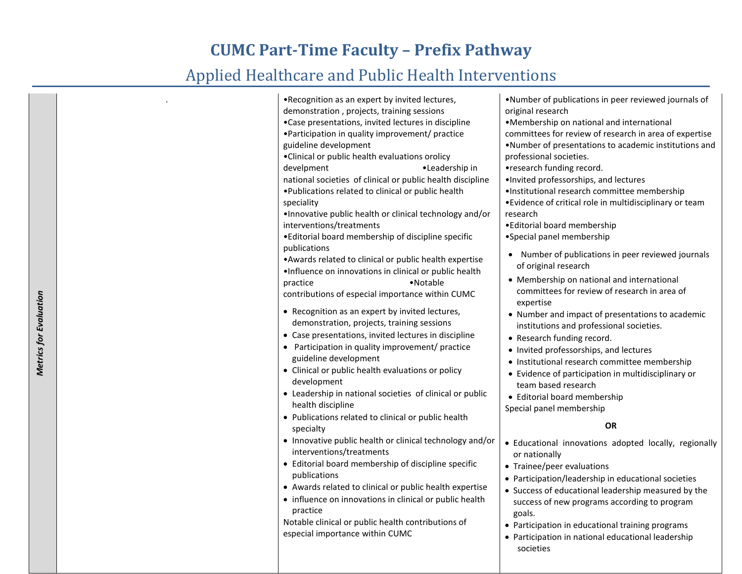# CUMC Part-Time Faculty – Prefix Pathway

## Applied Healthcare and Public Health Interventions

| *Metrics for Evaluation* | | | |
|---|---|---|---|
| *Metrics for Evaluation* | . | •Recognition as an expert by invited lectures, demonstration , projects, training sessions<br>•Case presentations, invited lectures in discipline<br>•Participation in quality improvement/ practice guideline development<br>•Clinical or public health evaluations orolicy develpment •Leadership in national societies of clinical or public health discipline<br>•Publications related to clinical or public health speciality<br>•Innovative public health or clinical technology and/or interventions/treatments<br>•Editorial board membership of discipline specific publications<br>•Awards related to clinical or public health expertise<br>•Influence on innovations in clinical or public health practice •Notable contributions of especial importance within CUMC<br><br>• Recognition as an expert by invited lectures, demonstration, projects, training sessions<br>• Case presentations, invited lectures in discipline<br>• Participation in quality improvement/ practice guideline development<br>• Clinical or public health evaluations or policy development<br>• Leadership in national societies of clinical or public health discipline<br>• Publications related to clinical or public health specialty<br>• Innovative public health or clinical technology and/or interventions/treatments<br>• Editorial board membership of discipline specific publications<br>• Awards related to clinical or public health expertise<br>• influence on innovations in clinical or public health practice<br>Notable clinical or public health contributions of especial importance within CUMC | •Number of publications in peer reviewed journals of original research<br>•Membership on national and international committees for review of research in area of expertise<br>•Number of presentations to academic institutions and professional societies.<br>•research funding record.<br>•Invited professorships, and lectures<br>•Institutional research committee membership<br>•Evidence of critical role in multidisciplinary or team research<br>•Editorial board membership<br>•Special panel membership<br><br>• Number of publications in peer reviewed journals of original research<br>• Membership on national and international committees for review of research in area of expertise<br>• Number and impact of presentations to academic institutions and professional societies.<br>• Research funding record.<br>• Invited professorships, and lectures<br>• Institutional research committee membership<br>• Evidence of participation in multidisciplinary or team based research<br>• Editorial board membership<br>Special panel membership<br><br>**OR**<br><br>• Educational innovations adopted locally, regionally or nationally<br>• Trainee/peer evaluations<br>• Participation/leadership in educational societies<br>• Success of educational leadership measured by the success of new programs according to program goals.<br>• Participation in educational training programs<br>• Participation in national educational leadership societies |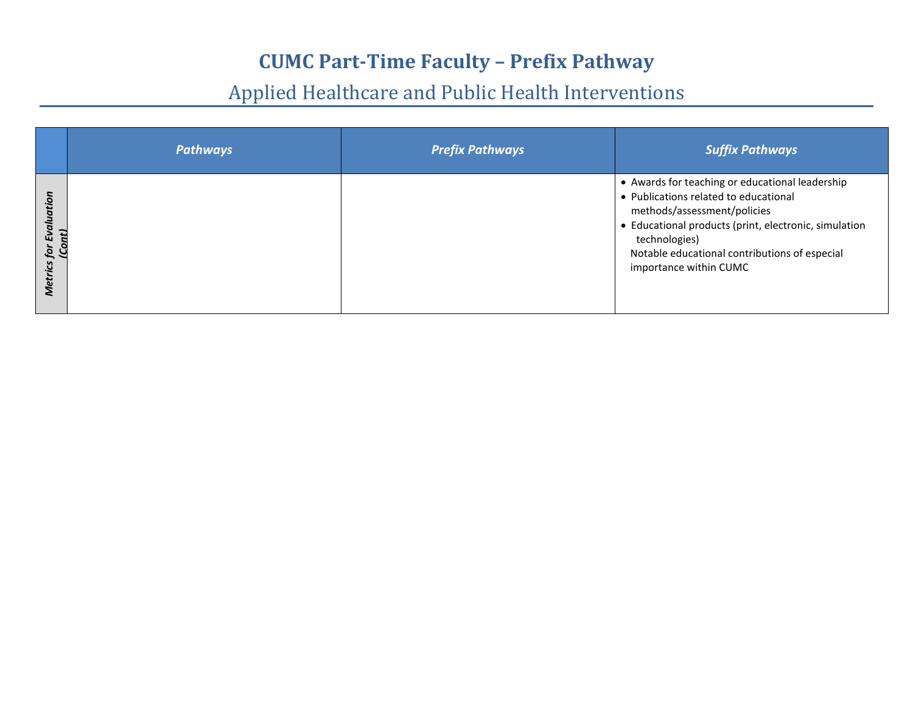# CUMC Part-Time Faculty – Prefix Pathway

## Applied Healthcare and Public Health Interventions

| | *Pathways* | *Prefix Pathways* | *Suffix Pathways* |
|---|---|---|---|
| *Metrics for Evaluation (Cont)* | | | • Awards for teaching or educational leadership<br>• Publications related to educational methods/assessment/policies<br>• Educational products (print, electronic, simulation technologies)<br>Notable educational contributions of especial importance within CUMC |